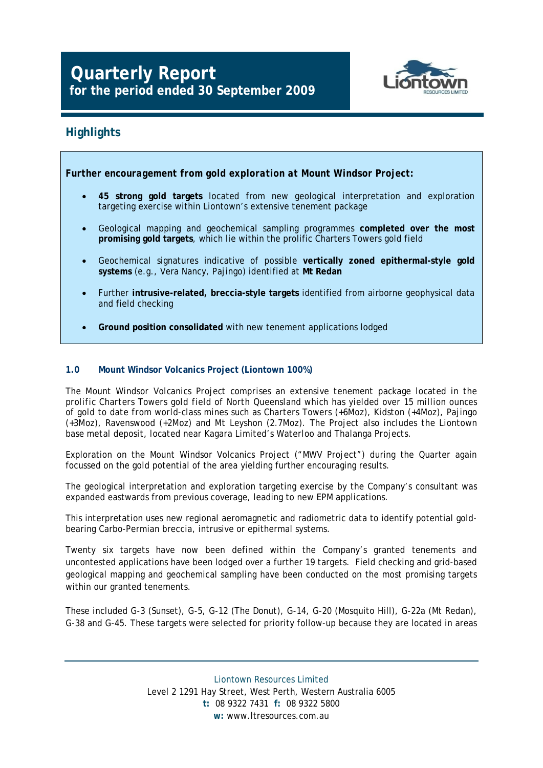# Quarterly Report
## for the period ended 30 September 2009

## Highlights

***Further encouragement from gold exploration at Mount Windsor Project:***

- **45 strong gold targets** located from new geological interpretation and exploration targeting exercise within Liontown's extensive tenement package
- Geological mapping and geochemical sampling programmes **completed over the most promising gold targets**, which lie within the prolific Charters Towers gold field
- Geochemical signatures indicative of possible **vertically zoned epithermal-style gold systems** (e.g., Vera Nancy, Pajingo) identified at **Mt Redan**
- Further **intrusive-related, breccia-style targets** identified from airborne geophysical data and field checking
- **Ground position consolidated** with new tenement applications lodged

### 1.0 Mount Windsor Volcanics Project (Liontown 100%)

The Mount Windsor Volcanics Project comprises an extensive tenement package located in the prolific Charters Towers gold field of North Queensland which has yielded over 15 million ounces of gold to date from world-class mines such as Charters Towers (+6Moz), Kidston (+4Moz), Pajingo (+3Moz), Ravenswood (+2Moz) and Mt Leyshon (2.7Moz). The Project also includes the Liontown base metal deposit, located near Kagara Limited's Waterloo and Thalanga Projects.

Exploration on the Mount Windsor Volcanics Project ("MWV Project") during the Quarter again focussed on the gold potential of the area yielding further encouraging results.

The geological interpretation and exploration targeting exercise by the Company's consultant was expanded eastwards from previous coverage, leading to new EPM applications.

This interpretation uses new regional aeromagnetic and radiometric data to identify potential gold-bearing Carbo-Permian breccia, intrusive or epithermal systems.

Twenty six targets have now been defined within the Company's granted tenements and uncontested applications have been lodged over a further 19 targets. Field checking and grid-based geological mapping and geochemical sampling have been conducted on the most promising targets within our granted tenements.

These included G-3 (Sunset), G-5, G-12 (The Donut), G-14, G-20 (Mosquito Hill), G-22a (Mt Redan), G-38 and G-45. These targets were selected for priority follow-up because they are located in areas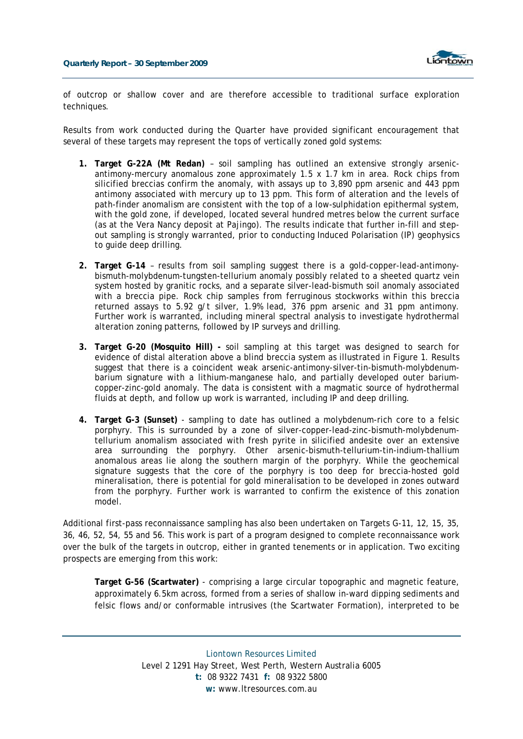of outcrop or shallow cover and are therefore accessible to traditional surface exploration techniques.

Results from work conducted during the Quarter have provided significant encouragement that several of these targets may represent the tops of vertically zoned gold systems:

1. **Target G-22A (Mt Redan)** – soil sampling has outlined an extensive strongly arsenic-antimony-mercury anomalous zone approximately 1.5 x 1.7 km in area. Rock chips from silicified breccias confirm the anomaly, with assays up to 3,890 ppm arsenic and 443 ppm antimony associated with mercury up to 13 ppm. This form of alteration and the levels of path-finder anomalism are consistent with the top of a low-sulphidation epithermal system, with the gold zone, if developed, located several hundred metres below the current surface (as at the Vera Nancy deposit at Pajingo). The results indicate that further in-fill and step-out sampling is strongly warranted, prior to conducting Induced Polarisation (IP) geophysics to guide deep drilling.

2. **Target G-14** – results from soil sampling suggest there is a gold-copper-lead-antimony-bismuth-molybdenum-tungsten-tellurium anomaly possibly related to a sheeted quartz vein system hosted by granitic rocks, and a separate silver-lead-bismuth soil anomaly associated with a breccia pipe. Rock chip samples from ferruginous stockworks within this breccia returned assays to 5.92 g/t silver, 1.9% lead, 376 ppm arsenic and 31 ppm antimony. Further work is warranted, including mineral spectral analysis to investigate hydrothermal alteration zoning patterns, followed by IP surveys and drilling.

3. **Target G-20 (Mosquito Hill) -** soil sampling at this target was designed to search for evidence of distal alteration above a blind breccia system as illustrated in Figure 1. Results suggest that there is a coincident weak arsenic-antimony-silver-tin-bismuth-molybdenum-barium signature with a lithium-manganese halo, and partially developed outer barium-copper-zinc-gold anomaly. The data is consistent with a magmatic source of hydrothermal fluids at depth, and follow up work is warranted, including IP and deep drilling.

4. **Target G-3 (Sunset)** - sampling to date has outlined a molybdenum-rich core to a felsic porphyry. This is surrounded by a zone of silver-copper-lead-zinc-bismuth-molybdenum-tellurium anomalism associated with fresh pyrite in silicified andesite over an extensive area surrounding the porphyry. Other arsenic-bismuth-tellurium-tin-indium-thallium anomalous areas lie along the southern margin of the porphyry. While the geochemical signature suggests that the core of the porphyry is too deep for breccia-hosted gold mineralisation, there is potential for gold mineralisation to be developed in zones outward from the porphyry. Further work is warranted to confirm the existence of this zonation model.

Additional first-pass reconnaissance sampling has also been undertaken on Targets G-11, 12, 15, 35, 36, 46, 52, 54, 55 and 56. This work is part of a program designed to complete reconnaissance work over the bulk of the targets in outcrop, either in granted tenements or in application. Two exciting prospects are emerging from this work:

> **Target G-56 (Scartwater)** - comprising a large circular topographic and magnetic feature, approximately 6.5km across, formed from a series of shallow in-ward dipping sediments and felsic flows and/or conformable intrusives (the Scartwater Formation), interpreted to be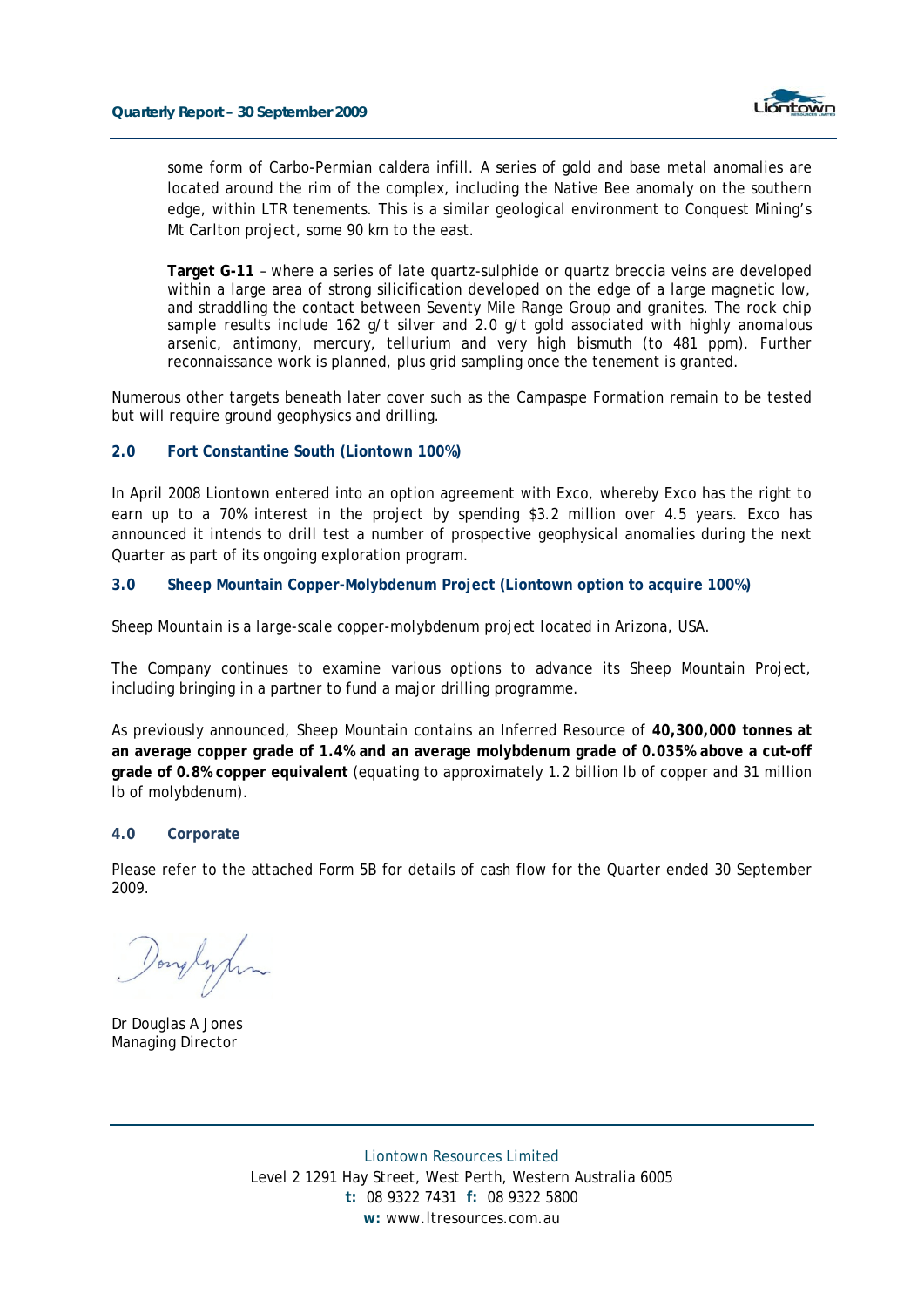some form of Carbo-Permian caldera infill. A series of gold and base metal anomalies are located around the rim of the complex, including the Native Bee anomaly on the southern edge, within LTR tenements. This is a similar geological environment to Conquest Mining's Mt Carlton project, some 90 km to the east.

**Target G-11** – where a series of late quartz-sulphide or quartz breccia veins are developed within a large area of strong silicification developed on the edge of a large magnetic low, and straddling the contact between Seventy Mile Range Group and granites. The rock chip sample results include 162 g/t silver and 2.0 g/t gold associated with highly anomalous arsenic, antimony, mercury, tellurium and very high bismuth (to 481 ppm). Further reconnaissance work is planned, plus grid sampling once the tenement is granted.

Numerous other targets beneath later cover such as the Campaspe Formation remain to be tested but will require ground geophysics and drilling.

## 2.0 Fort Constantine South (Liontown 100%)

In April 2008 Liontown entered into an option agreement with Exco, whereby Exco has the right to earn up to a 70% interest in the project by spending $3.2 million over 4.5 years. Exco has announced it intends to drill test a number of prospective geophysical anomalies during the next Quarter as part of its ongoing exploration program.

## 3.0 Sheep Mountain Copper-Molybdenum Project (Liontown option to acquire 100%)

Sheep Mountain is a large-scale copper-molybdenum project located in Arizona, USA.

The Company continues to examine various options to advance its Sheep Mountain Project, including bringing in a partner to fund a major drilling programme.

As previously announced, Sheep Mountain contains an Inferred Resource of **40,300,000 tonnes at an average copper grade of 1.4% and an average molybdenum grade of 0.035% above a cut-off grade of 0.8% copper equivalent** (equating to approximately 1.2 billion lb of copper and 31 million lb of molybdenum).

## 4.0 Corporate

Please refer to the attached Form 5B for details of cash flow for the Quarter ended 30 September 2009.

Dr Douglas A Jones
Managing Director

Liontown Resources Limited
Level 2 1291 Hay Street, West Perth, Western Australia 6005
**t:** 08 9322 7431 **f:** 08 9322 5800
**w:** www.ltresources.com.au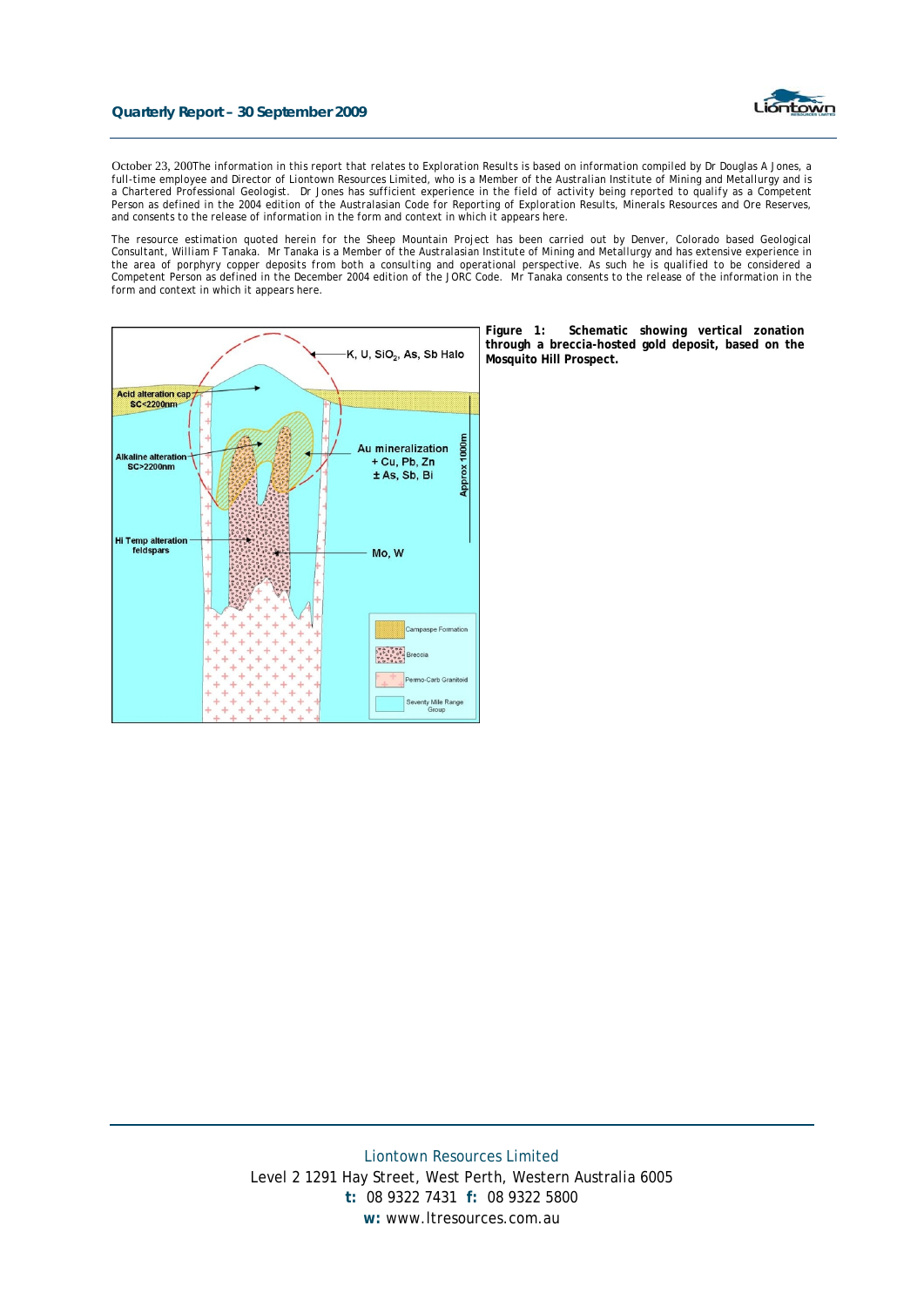October 23, 200The information in this report that relates to Exploration Results is based on information compiled by Dr Douglas A Jones, a full-time employee and Director of Liontown Resources Limited, who is a Member of the Australian Institute of Mining and Metallurgy and is a Chartered Professional Geologist. Dr Jones has sufficient experience in the field of activity being reported to qualify as a Competent Person as defined in the 2004 edition of the Australasian Code for Reporting of Exploration Results, Minerals Resources and Ore Reserves, and consents to the release of information in the form and context in which it appears here.

The resource estimation quoted herein for the Sheep Mountain Project has been carried out by Denver, Colorado based Geological Consultant, William F Tanaka. Mr Tanaka is a Member of the Australasian Institute of Mining and Metallurgy and has extensive experience in the area of porphyry copper deposits from both a consulting and operational perspective. As such he is qualified to be considered a Competent Person as defined in the December 2004 edition of the JORC Code. Mr Tanaka consents to the release of the information in the form and context in which it appears here.

**Figure 1: Schematic showing vertical zonation through a breccia-hosted gold deposit, based on the Mosquito Hill Prospect.**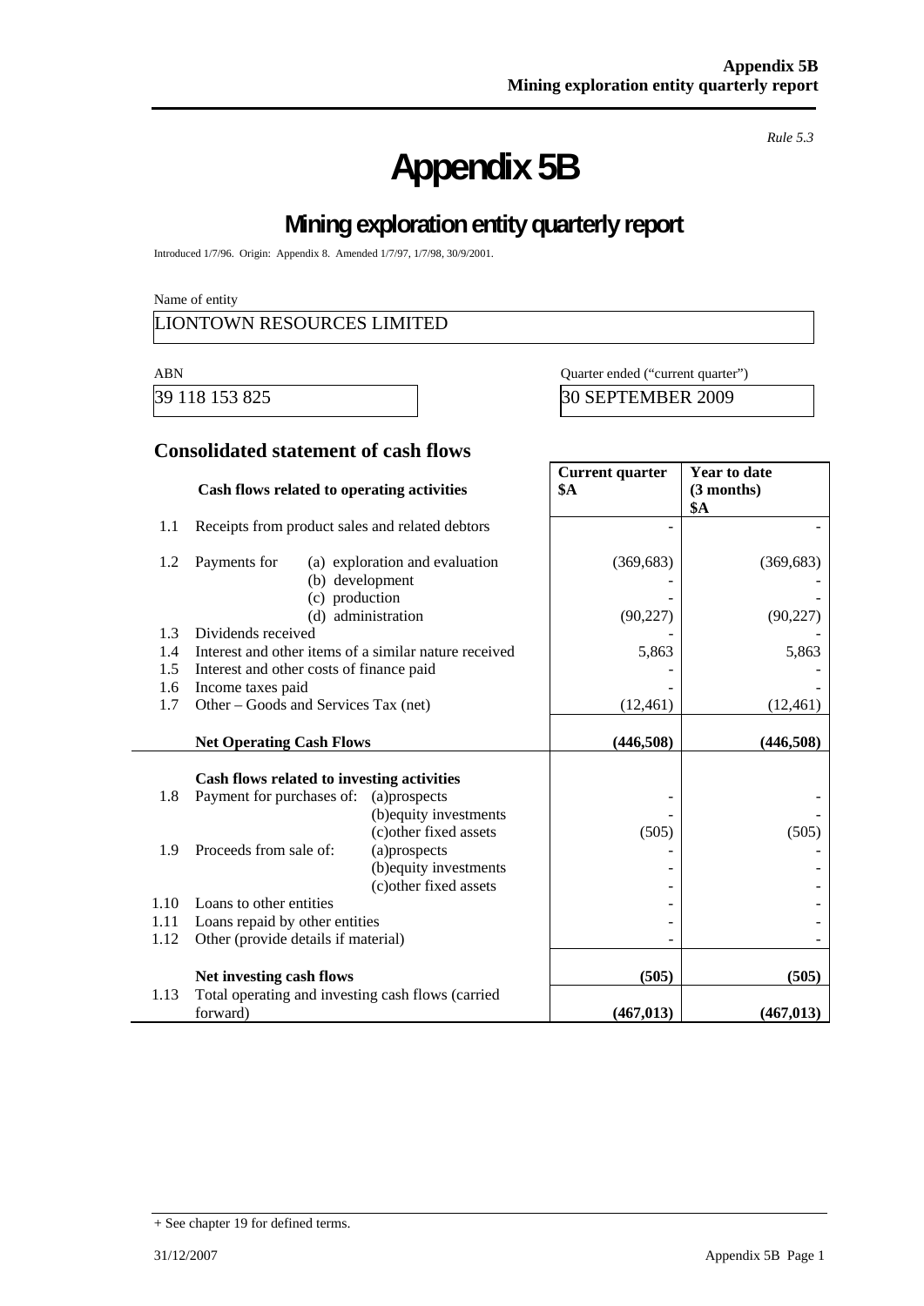*Rule 5.3*

# Appendix 5B

## Mining exploration entity quarterly report

Introduced 1/7/96. Origin: Appendix 8. Amended 1/7/97, 1/7/98, 30/9/2001.

Name of entity

LIONTOWN RESOURCES LIMITED

| ABN | Quarter ended ("current quarter") |
|---|---|
| 39 118 153 825 | 30 SEPTEMBER 2009 |

### Consolidated statement of cash flows

| | Cash flows related to operating activities | Current quarter $A | Year to date (3 months) $A |
|---|---|---|---|
| 1.1 | Receipts from product sales and related debtors | - | - |
| 1.2 | Payments for (a) exploration and evaluation | (369,683) | (369,683) |
| | (b) development | - | - |
| | (c) production | - | - |
| | (d) administration | (90,227) | (90,227) |
| 1.3 | Dividends received | - | - |
| 1.4 | Interest and other items of a similar nature received | 5,863 | 5,863 |
| 1.5 | Interest and other costs of finance paid | - | - |
| 1.6 | Income taxes paid | - | - |
| 1.7 | Other – Goods and Services Tax (net) | (12,461) | (12,461) |
| | **Net Operating Cash Flows** | **(446,508)** | **(446,508)** |
| | **Cash flows related to investing activities** | | |
| 1.8 | Payment for purchases of: (a)prospects | - | - |
| | (b)equity investments | - | - |
| | (c)other fixed assets | (505) | (505) |
| 1.9 | Proceeds from sale of: (a)prospects | - | - |
| | (b)equity investments | - | - |
| | (c)other fixed assets | - | - |
| 1.10 | Loans to other entities | - | - |
| 1.11 | Loans repaid by other entities | - | - |
| 1.12 | Other (provide details if material) | - | - |
| | **Net investing cash flows** | **(505)** | **(505)** |
| 1.13 | Total operating and investing cash flows (carried forward) | **(467,013)** | **(467,013)** |

+ See chapter 19 for defined terms.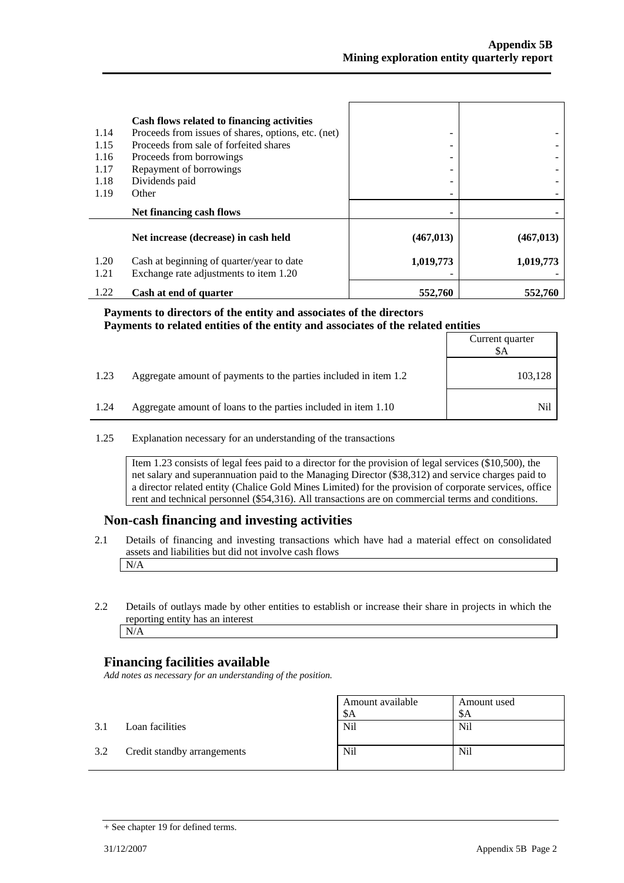| | Cash flows related to financing activities | | |
|---|---|---|---|
| 1.14 | Proceeds from issues of shares, options, etc. (net) | - | - |
| 1.15 | Proceeds from sale of forfeited shares | - | - |
| 1.16 | Proceeds from borrowings | - | - |
| 1.17 | Repayment of borrowings | - | - |
| 1.18 | Dividends paid | - | - |
| 1.19 | Other | - | - |
| | **Net financing cash flows** | **-** | **-** |
| | **Net increase (decrease) in cash held** | **(467,013)** | **(467,013)** |
| 1.20 | Cash at beginning of quarter/year to date | **1,019,773** | **1,019,773** |
| 1.21 | Exchange rate adjustments to item 1.20 | - | - |
| 1.22 | **Cash at end of quarter** | **552,760** | **552,760** |

**Payments to directors of the entity and associates of the directors**
**Payments to related entities of the entity and associates of the related entities**

| | | Current quarter $A |
|---|---|---|
| 1.23 | Aggregate amount of payments to the parties included in item 1.2 | 103,128 |
| 1.24 | Aggregate amount of loans to the parties included in item 1.10 | Nil |

1.25 Explanation necessary for an understanding of the transactions

Item 1.23 consists of legal fees paid to a director for the provision of legal services ($10,500), the net salary and superannuation paid to the Managing Director ($38,312) and service charges paid to a director related entity (Chalice Gold Mines Limited) for the provision of corporate services, office rent and technical personnel ($54,316). All transactions are on commercial terms and conditions.

## Non-cash financing and investing activities

2.1 Details of financing and investing transactions which have had a material effect on consolidated assets and liabilities but did not involve cash flows

N/A

2.2 Details of outlays made by other entities to establish or increase their share in projects in which the reporting entity has an interest

N/A

## Financing facilities available

*Add notes as necessary for an understanding of the position.*

| | | Amount available $A | Amount used $A |
|---|---|---|---|
| 3.1 | Loan facilities | Nil | Nil |
| 3.2 | Credit standby arrangements | Nil | Nil |

+ See chapter 19 for defined terms.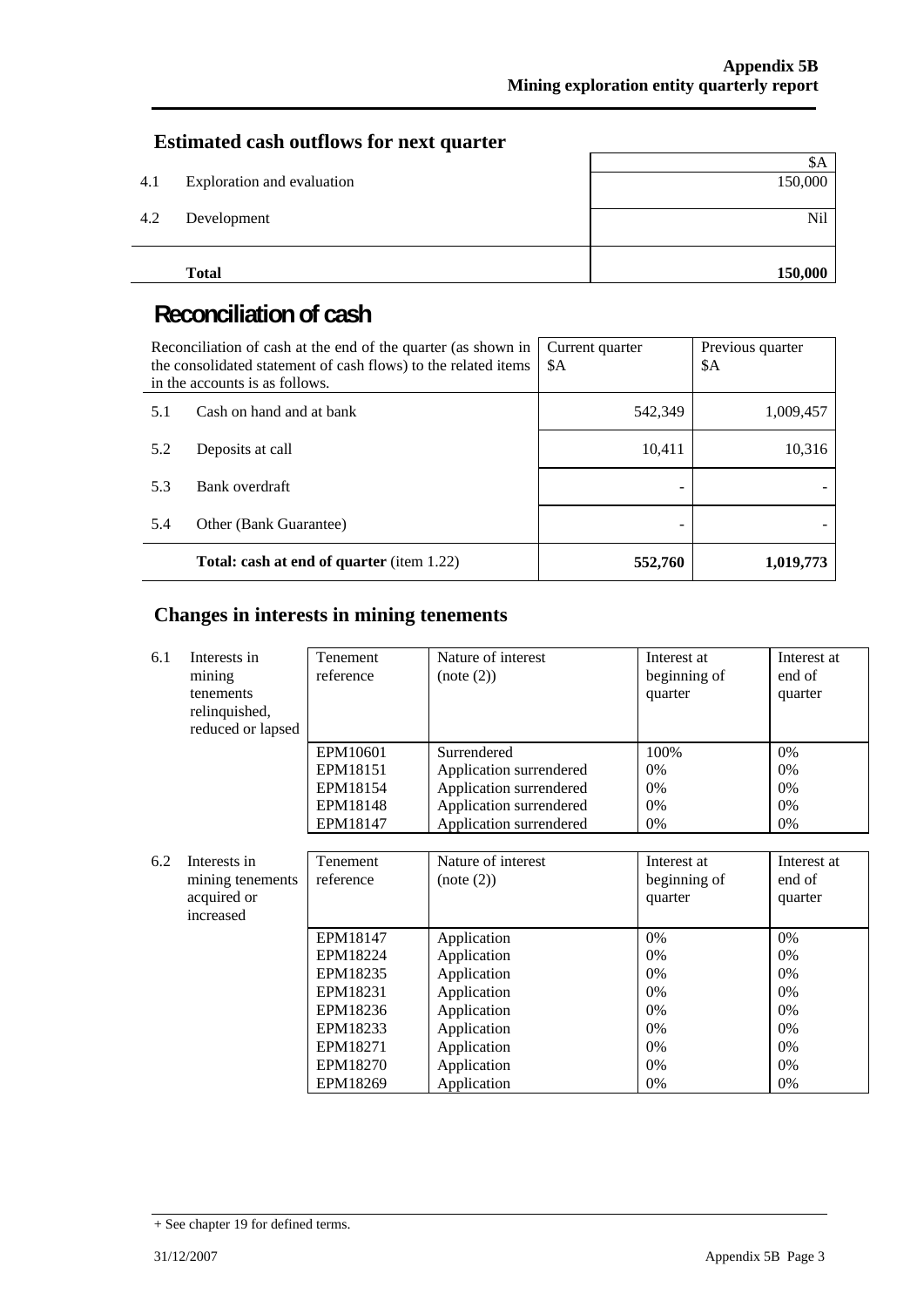## Estimated cash outflows for next quarter

| | | $A |
|---|---|---|
| 4.1 | Exploration and evaluation | 150,000 |
| 4.2 | Development | Nil |
| | **Total** | **150,000** |

# Reconciliation of cash

| Reconciliation of cash at the end of the quarter (as shown in the consolidated statement of cash flows) to the related items in the accounts is as follows. | | Current quarter $A | Previous quarter $A |
|---|---|---|---|
| 5.1 | Cash on hand and at bank | 542,349 | 1,009,457 |
| 5.2 | Deposits at call | 10,411 | 10,316 |
| 5.3 | Bank overdraft | - | - |
| 5.4 | Other (Bank Guarantee) | - | - |
| | **Total: cash at end of quarter** (item 1.22) | **552,760** | **1,019,773** |

## Changes in interests in mining tenements

| | | Tenement reference | Nature of interest (note (2)) | Interest at beginning of quarter | Interest at end of quarter |
|---|---|---|---|---|---|
| 6.1 | Interests in mining tenements relinquished, reduced or lapsed | EPM10601 | Surrendered | 100% | 0% |
| | | EPM18151 | Application surrendered | 0% | 0% |
| | | EPM18154 | Application surrendered | 0% | 0% |
| | | EPM18148 | Application surrendered | 0% | 0% |
| | | EPM18147 | Application surrendered | 0% | 0% |

| | | Tenement reference | Nature of interest (note (2)) | Interest at beginning of quarter | Interest at end of quarter |
|---|---|---|---|---|---|
| 6.2 | Interests in mining tenements acquired or increased | EPM18147 | Application | 0% | 0% |
| | | EPM18224 | Application | 0% | 0% |
| | | EPM18235 | Application | 0% | 0% |
| | | EPM18231 | Application | 0% | 0% |
| | | EPM18236 | Application | 0% | 0% |
| | | EPM18233 | Application | 0% | 0% |
| | | EPM18271 | Application | 0% | 0% |
| | | EPM18270 | Application | 0% | 0% |
| | | EPM18269 | Application | 0% | 0% |

+ See chapter 19 for defined terms.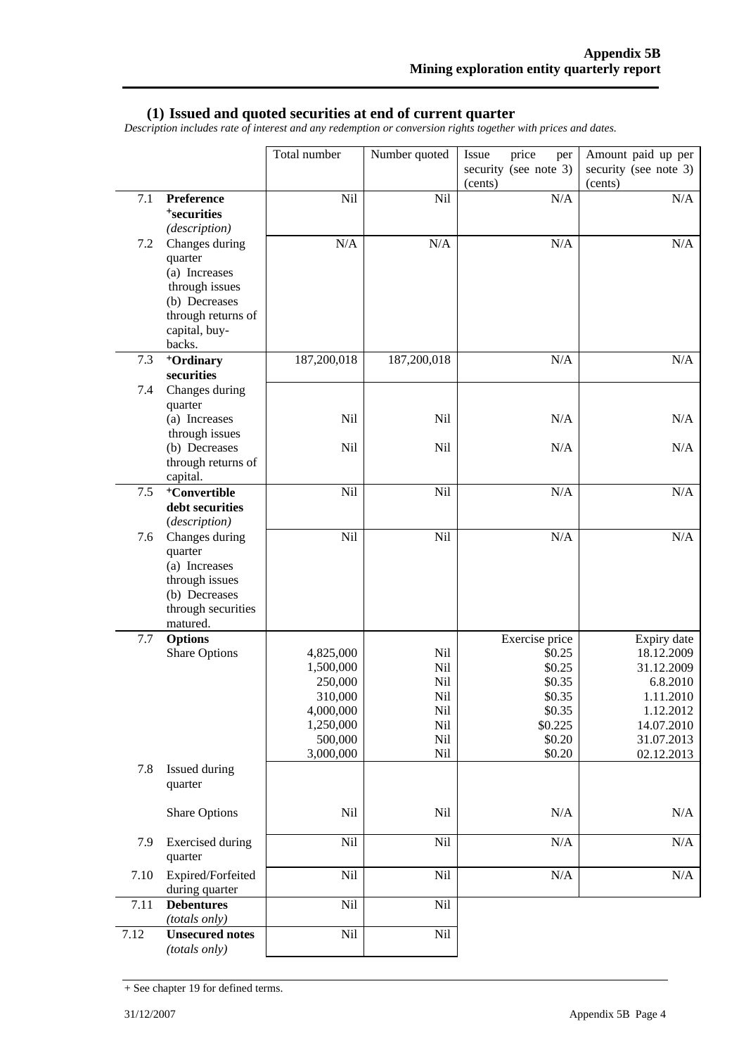## (1) Issued and quoted securities at end of current quarter

*Description includes rate of interest and any redemption or conversion rights together with prices and dates.*

| | | Total number | Number quoted | Issue price per security (see note 3) (cents) | Amount paid up per security (see note 3) (cents) |
|---|---|---|---|---|---|
| 7.1 | **Preference +securities** *(description)* | Nil | Nil | N/A | N/A |
| 7.2 | Changes during quarter (a) Increases through issues (b) Decreases through returns of capital, buy-backs. | N/A | N/A | N/A | N/A |
| 7.3 | **+Ordinary securities** | 187,200,018 | 187,200,018 | N/A | N/A |
| 7.4 | Changes during quarter | | | | |
| | (a) Increases through issues | Nil | Nil | N/A | N/A |
| | (b) Decreases through returns of capital. | Nil | Nil | N/A | N/A |
| 7.5 | **+Convertible debt securities** *(description)* | Nil | Nil | N/A | N/A |
| 7.6 | Changes during quarter (a) Increases through issues (b) Decreases through securities matured. | Nil | Nil | N/A | N/A |
| 7.7 | **Options** | | | Exercise price | Expiry date |
| | Share Options | 4,825,000 | Nil | $0.25 | 18.12.2009 |
| | | 1,500,000 | Nil | $0.25 | 31.12.2009 |
| | | 250,000 | Nil | $0.35 | 6.8.2010 |
| | | 310,000 | Nil | $0.35 | 1.11.2010 |
| | | 4,000,000 | Nil | $0.35 | 1.12.2012 |
| | | 1,250,000 | Nil | $0.225 | 14.07.2010 |
| | | 500,000 | Nil | $0.20 | 31.07.2013 |
| | | 3,000,000 | Nil | $0.20 | 02.12.2013 |
| 7.8 | Issued during quarter | | | | |
| | Share Options | Nil | Nil | N/A | N/A |
| 7.9 | Exercised during quarter | Nil | Nil | N/A | N/A |
| 7.10 | Expired/Forfeited during quarter | Nil | Nil | N/A | N/A |
| 7.11 | **Debentures** *(totals only)* | Nil | Nil | | |
| 7.12 | **Unsecured notes** *(totals only)* | Nil | Nil | | |

+ See chapter 19 for defined terms.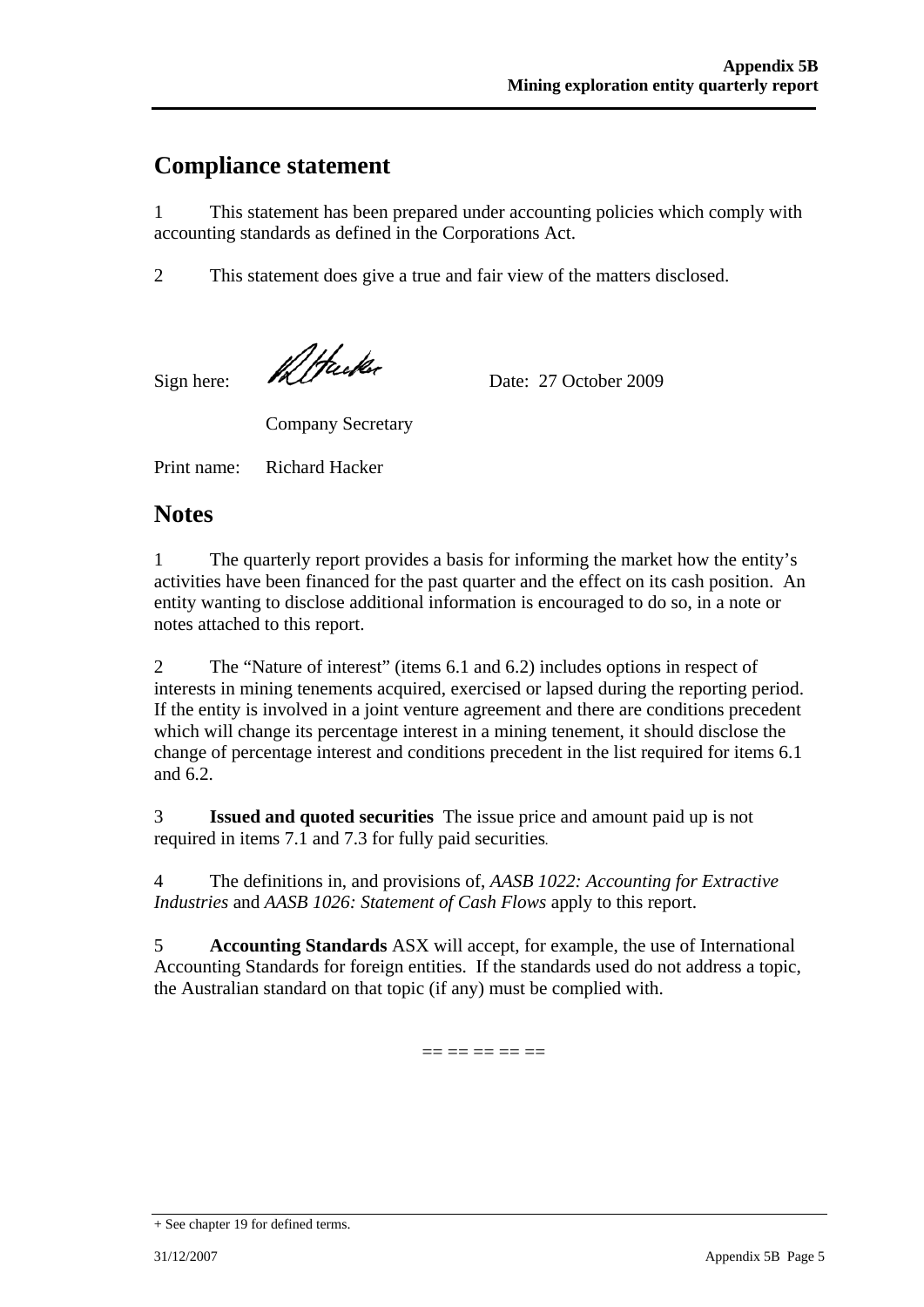## Compliance statement

1 This statement has been prepared under accounting policies which comply with accounting standards as defined in the Corporations Act.

2 This statement does give a true and fair view of the matters disclosed.

Sign here: Date: 27 October 2009

Company Secretary

Print name: Richard Hacker

## Notes

1 The quarterly report provides a basis for informing the market how the entity's activities have been financed for the past quarter and the effect on its cash position. An entity wanting to disclose additional information is encouraged to do so, in a note or notes attached to this report.

2 The "Nature of interest" (items 6.1 and 6.2) includes options in respect of interests in mining tenements acquired, exercised or lapsed during the reporting period. If the entity is involved in a joint venture agreement and there are conditions precedent which will change its percentage interest in a mining tenement, it should disclose the change of percentage interest and conditions precedent in the list required for items 6.1 and 6.2.

3 **Issued and quoted securities** The issue price and amount paid up is not required in items 7.1 and 7.3 for fully paid securities.

4 The definitions in, and provisions of, *AASB 1022: Accounting for Extractive Industries* and *AASB 1026: Statement of Cash Flows* apply to this report.

5 **Accounting Standards** ASX will accept, for example, the use of International Accounting Standards for foreign entities. If the standards used do not address a topic, the Australian standard on that topic (if any) must be complied with.

== == == == ==

+ See chapter 19 for defined terms.